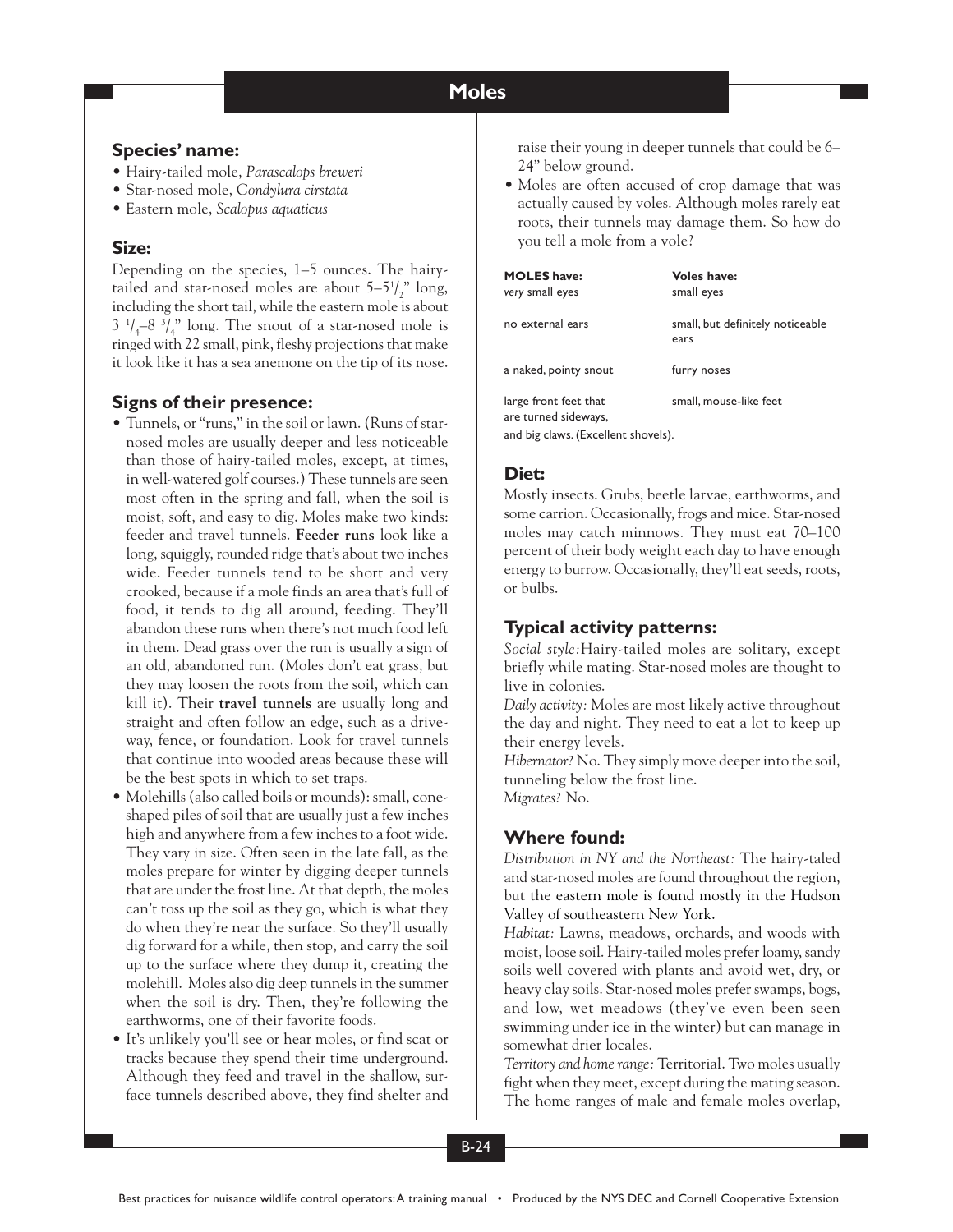# Moles

## Species' name:

- Hairy-tailed mole, *Parascalops breweri*
- Star-nosed mole, *Condylura cirstata*
- Eastern mole, *Scalopus aquaticus*

## Size:

Depending on the species, 1–5 ounces. The hairy-tailed and star-nosed moles are about 5–5$^1/_2$" long, including the short tail, while the eastern mole is about 3 $^1/_4$–8 $^3/_4$" long. The snout of a star-nosed mole is ringed with 22 small, pink, fleshy projections that make it look like it has a sea anemone on the tip of its nose.

## Signs of their presence:

- Tunnels, or "runs," in the soil or lawn. (Runs of star-nosed moles are usually deeper and less noticeable than those of hairy-tailed moles, except, at times, in well-watered golf courses.) These tunnels are seen most often in the spring and fall, when the soil is moist, soft, and easy to dig. Moles make two kinds: feeder and travel tunnels. **Feeder runs** look like a long, squiggly, rounded ridge that's about two inches wide. Feeder tunnels tend to be short and very crooked, because if a mole finds an area that's full of food, it tends to dig all around, feeding. They'll abandon these runs when there's not much food left in them. Dead grass over the run is usually a sign of an old, abandoned run. (Moles don't eat grass, but they may loosen the roots from the soil, which can kill it). Their **travel tunnels** are usually long and straight and often follow an edge, such as a driveway, fence, or foundation. Look for travel tunnels that continue into wooded areas because these will be the best spots in which to set traps.
- Molehills (also called boils or mounds): small, cone-shaped piles of soil that are usually just a few inches high and anywhere from a few inches to a foot wide. They vary in size. Often seen in the late fall, as the moles prepare for winter by digging deeper tunnels that are under the frost line. At that depth, the moles can't toss up the soil as they go, which is what they do when they're near the surface. So they'll usually dig forward for a while, then stop, and carry the soil up to the surface where they dump it, creating the molehill. Moles also dig deep tunnels in the summer when the soil is dry. Then, they're following the earthworms, one of their favorite foods.
- It's unlikely you'll see or hear moles, or find scat or tracks because they spend their time underground. Although they feed and travel in the shallow, surface tunnels described above, they find shelter and raise their young in deeper tunnels that could be 6–24" below ground.
- Moles are often accused of crop damage that was actually caused by voles. Although moles rarely eat roots, their tunnels may damage them. So how do you tell a mole from a vole?

| MOLES have: | Voles have: |
|---|---|
| *very* small eyes | small eyes |
| no external ears | small, but definitely noticeable ears |
| a naked, pointy snout | furry noses |
| large front feet that are turned sideways, and big claws. (Excellent shovels). | small, mouse-like feet |

## Diet:

Mostly insects. Grubs, beetle larvae, earthworms, and some carrion. Occasionally, frogs and mice. Star-nosed moles may catch minnows. They must eat 70–100 percent of their body weight each day to have enough energy to burrow. Occasionally, they'll eat seeds, roots, or bulbs.

## Typical activity patterns:

*Social style:* Hairy-tailed moles are solitary, except briefly while mating. Star-nosed moles are thought to live in colonies.

*Daily activity:* Moles are most likely active throughout the day and night. They need to eat a lot to keep up their energy levels.

*Hibernator?* No. They simply move deeper into the soil, tunneling below the frost line.

*Migrates?* No.

## Where found:

*Distribution in NY and the Northeast:* The hairy-taled and star-nosed moles are found throughout the region, but the eastern mole is found mostly in the Hudson Valley of southeastern New York.

*Habitat:* Lawns, meadows, orchards, and woods with moist, loose soil. Hairy-tailed moles prefer loamy, sandy soils well covered with plants and avoid wet, dry, or heavy clay soils. Star-nosed moles prefer swamps, bogs, and low, wet meadows (they've even been seen swimming under ice in the winter) but can manage in somewhat drier locales.

*Territory and home range:* Territorial. Two moles usually fight when they meet, except during the mating season. The home ranges of male and female moles overlap,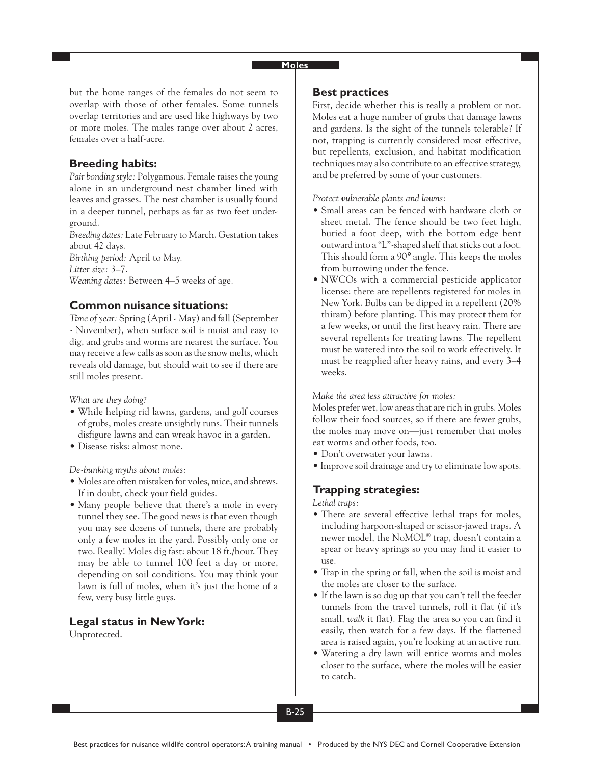but the home ranges of the females do not seem to overlap with those of other females. Some tunnels overlap territories and are used like highways by two or more moles. The males range over about 2 acres, females over a half-acre.

## Breeding habits:

*Pair bonding style:* Polygamous. Female raises the young alone in an underground nest chamber lined with leaves and grasses. The nest chamber is usually found in a deeper tunnel, perhaps as far as two feet underground.
*Breeding dates:* Late February to March. Gestation takes about 42 days.
*Birthing period:* April to May.
*Litter size:* 3–7.
*Weaning dates:* Between 4–5 weeks of age.

## Common nuisance situations:

*Time of year:* Spring (April - May) and fall (September - November), when surface soil is moist and easy to dig, and grubs and worms are nearest the surface. You may receive a few calls as soon as the snow melts, which reveals old damage, but should wait to see if there are still moles present.

*What are they doing?*

- While helping rid lawns, gardens, and golf courses of grubs, moles create unsightly runs. Their tunnels disfigure lawns and can wreak havoc in a garden.
- Disease risks: almost none.

*De-bunking myths about moles:*

- Moles are often mistaken for voles, mice, and shrews. If in doubt, check your field guides.
- Many people believe that there's a mole in every tunnel they see. The good news is that even though you may see dozens of tunnels, there are probably only a few moles in the yard. Possibly only one or two. Really! Moles dig fast: about 18 ft./hour. They may be able to tunnel 100 feet a day or more, depending on soil conditions. You may think your lawn is full of moles, when it's just the home of a few, very busy little guys.

## Legal status in New York:

Unprotected.

## Best practices

First, decide whether this is really a problem or not. Moles eat a huge number of grubs that damage lawns and gardens. Is the sight of the tunnels tolerable? If not, trapping is currently considered most effective, but repellents, exclusion, and habitat modification techniques may also contribute to an effective strategy, and be preferred by some of your customers.

*Protect vulnerable plants and lawns:*

- Small areas can be fenced with hardware cloth or sheet metal. The fence should be two feet high, buried a foot deep, with the bottom edge bent outward into a "L"-shaped shelf that sticks out a foot. This should form a 90° angle. This keeps the moles from burrowing under the fence.
- NWCOs with a commercial pesticide applicator license: there are repellents registered for moles in New York. Bulbs can be dipped in a repellent (20% thiram) before planting. This may protect them for a few weeks, or until the first heavy rain. There are several repellents for treating lawns. The repellent must be watered into the soil to work effectively. It must be reapplied after heavy rains, and every 3–4 weeks.

*Make the area less attractive for moles:*

Moles prefer wet, low areas that are rich in grubs. Moles follow their food sources, so if there are fewer grubs, the moles may move on—just remember that moles eat worms and other foods, too.

- Don't overwater your lawns.
- Improve soil drainage and try to eliminate low spots.

## Trapping strategies:

*Lethal traps:*

- There are several effective lethal traps for moles, including harpoon-shaped or scissor-jawed traps. A newer model, the NoMOL® trap, doesn't contain a spear or heavy springs so you may find it easier to use.
- Trap in the spring or fall, when the soil is moist and the moles are closer to the surface.
- If the lawn is so dug up that you can't tell the feeder tunnels from the travel tunnels, roll it flat (if it's small, *walk* it flat). Flag the area so you can find it easily, then watch for a few days. If the flattened area is raised again, you're looking at an active run.
- Watering a dry lawn will entice worms and moles closer to the surface, where the moles will be easier to catch.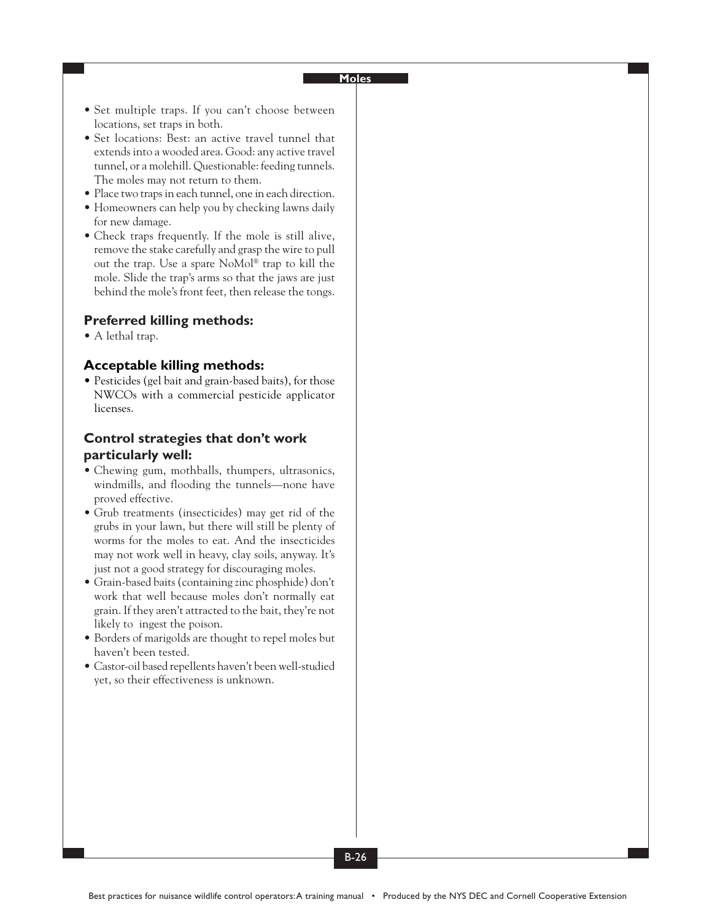- Set multiple traps. If you can't choose between locations, set traps in both.
- Set locations: Best: an active travel tunnel that extends into a wooded area. Good: any active travel tunnel, or a molehill. Questionable: feeding tunnels. The moles may not return to them.
- Place two traps in each tunnel, one in each direction.
- Homeowners can help you by checking lawns daily for new damage.
- Check traps frequently. If the mole is still alive, remove the stake carefully and grasp the wire to pull out the trap. Use a spare NoMol® trap to kill the mole. Slide the trap's arms so that the jaws are just behind the mole's front feet, then release the tongs.

### Preferred killing methods:

- A lethal trap.

### Acceptable killing methods:

- Pesticides (gel bait and grain-based baits), for those NWCOs with a commercial pesticide applicator licenses.

### Control strategies that don't work particularly well:

- Chewing gum, mothballs, thumpers, ultrasonics, windmills, and flooding the tunnels—none have proved effective.
- Grub treatments (insecticides) may get rid of the grubs in your lawn, but there will still be plenty of worms for the moles to eat. And the insecticides may not work well in heavy, clay soils, anyway. It's just not a good strategy for discouraging moles.
- Grain-based baits (containing zinc phosphide) don't work that well because moles don't normally eat grain. If they aren't attracted to the bait, they're not likely to ingest the poison.
- Borders of marigolds are thought to repel moles but haven't been tested.
- Castor-oil based repellents haven't been well-studied yet, so their effectiveness is unknown.